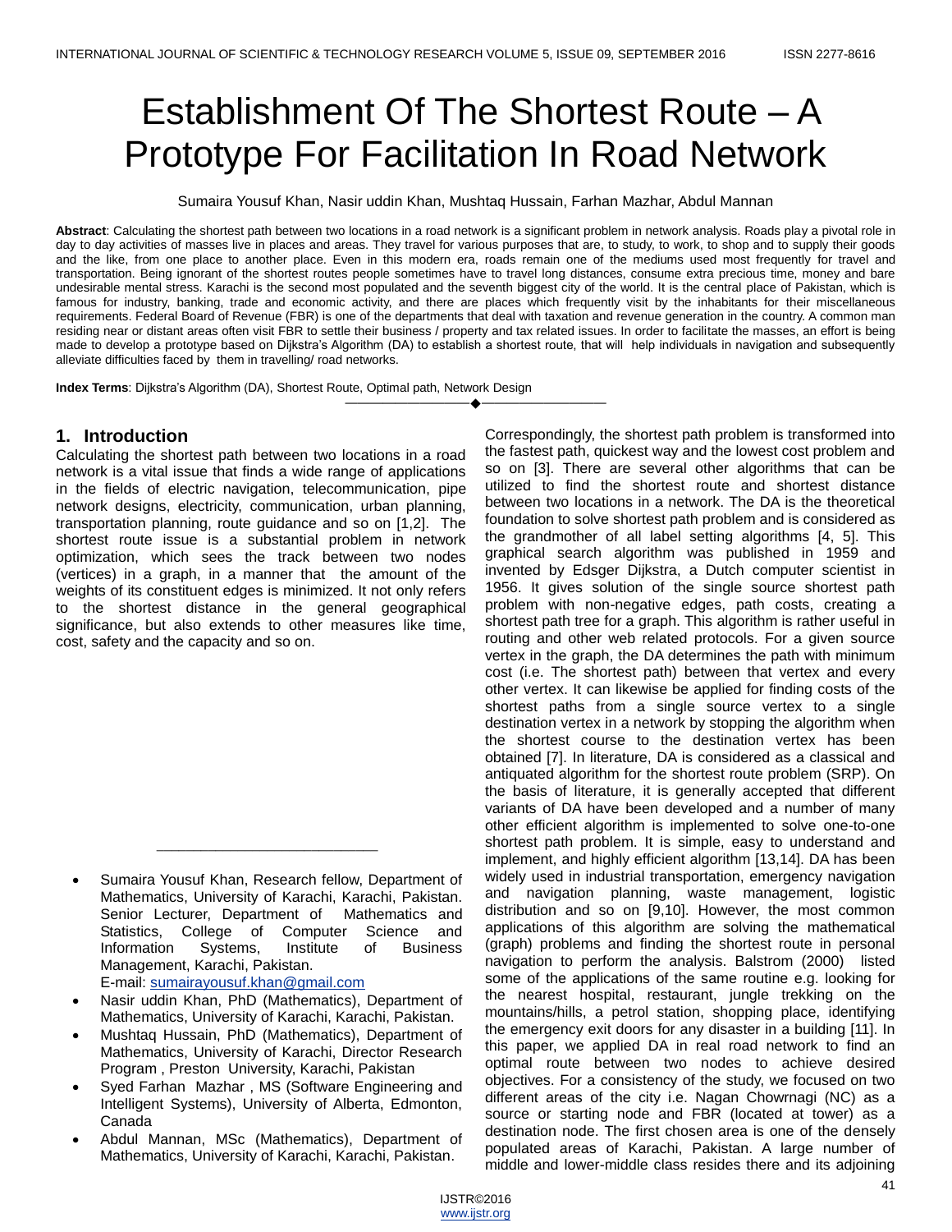# Establishment Of The Shortest Route – A Prototype For Facilitation In Road Network

Sumaira Yousuf Khan, Nasir uddin Khan, Mushtaq Hussain, Farhan Mazhar, Abdul Mannan

**Abstract**: Calculating the shortest path between two locations in a road network is a significant problem in network analysis. Roads play a pivotal role in day to day activities of masses live in places and areas. They travel for various purposes that are, to study, to work, to shop and to supply their goods and the like, from one place to another place. Even in this modern era, roads remain one of the mediums used most frequently for travel and transportation. Being ignorant of the shortest routes people sometimes have to travel long distances, consume extra precious time, money and bare undesirable mental stress. Karachi is the second most populated and the seventh biggest city of the world. It is the central place of Pakistan, which is famous for industry, banking, trade and economic activity, and there are places which frequently visit by the inhabitants for their miscellaneous requirements. Federal Board of Revenue (FBR) is one of the departments that deal with taxation and revenue generation in the country. A common man residing near or distant areas often visit FBR to settle their business / property and tax related issues. In order to facilitate the masses, an effort is being made to develop a prototype based on Dijkstra's Algorithm (DA) to establish a shortest route, that will help individuals in navigation and subsequently alleviate difficulties faced by them in travelling/ road networks.

**Index Terms**: Dijkstra's Algorithm (DA), Shortest Route, Optimal path, Network Design

## 1. Introduction

Calculating the shortest path between two locations in a road network is a vital issue that finds a wide range of applications in the fields of electric navigation, telecommunication, pipe network designs, electricity, communication, urban planning, transportation planning, route guidance and so on [1,2]. The shortest route issue is a substantial problem in network optimization, which sees the track between two nodes (vertices) in a graph, in a manner that the amount of the weights of its constituent edges is minimized. It not only refers to the shortest distance in the general geographical significance, but also extends to other measures like time, cost, safety and the capacity and so on. Correspondingly, the shortest path problem is transformed into the fastest path, quickest way and the lowest cost problem and so on [3]. There are several other algorithms that can be utilized to find the shortest route and shortest distance between two locations in a network. The DA is the theoretical foundation to solve shortest path problem and is considered as the grandmother of all label setting algorithms [4, 5]. This graphical search algorithm was published in 1959 and invented by Edsger Dijkstra, a Dutch computer scientist in 1956. It gives solution of the single source shortest path problem with non-negative edges, path costs, creating a shortest path tree for a graph. This algorithm is rather useful in routing and other web related protocols. For a given source vertex in the graph, the DA determines the path with minimum cost (i.e. The shortest path) between that vertex and every other vertex. It can likewise be applied for finding costs of the shortest paths from a single source vertex to a single destination vertex in a network by stopping the algorithm when the shortest course to the destination vertex has been obtained [7]. In literature, DA is considered as a classical and antiquated algorithm for the shortest route problem (SRP). On the basis of literature, it is generally accepted that different variants of DA have been developed and a number of many other efficient algorithm is implemented to solve one-to-one shortest path problem. It is simple, easy to understand and implement, and highly efficient algorithm [13,14]. DA has been widely used in industrial transportation, emergency navigation and navigation planning, waste management, logistic distribution and so on [9,10]. However, the most common applications of this algorithm are solving the mathematical (graph) problems and finding the shortest route in personal navigation to perform the analysis. Balstrom (2000) listed some of the applications of the same routine e.g. looking for the nearest hospital, restaurant, jungle trekking on the mountains/hills, a petrol station, shopping place, identifying the emergency exit doors for any disaster in a building [11]. In this paper, we applied DA in real road network to find an optimal route between two nodes to achieve desired objectives. For a consistency of the study, we focused on two different areas of the city i.e. Nagan Chowrnagi (NC) as a source or starting node and FBR (located at tower) as a destination node. The first chosen area is one of the densely populated areas of Karachi, Pakistan. A large number of middle and lower-middle class resides there and its adjoining

---

- Sumaira Yousuf Khan, Research fellow, Department of Mathematics, University of Karachi, Karachi, Pakistan. Senior Lecturer, Department of Mathematics and Statistics, College of Computer Science and Information Systems, Institute of Business Management, Karachi, Pakistan. E-mail: sumairayousuf.khan@gmail.com
- Nasir uddin Khan, PhD (Mathematics), Department of Mathematics, University of Karachi, Karachi, Pakistan.
- Mushtaq Hussain, PhD (Mathematics), Department of Mathematics, University of Karachi, Director Research Program , Preston University, Karachi, Pakistan
- Syed Farhan Mazhar , MS (Software Engineering and Intelligent Systems), University of Alberta, Edmonton, Canada
- Abdul Mannan, MSc (Mathematics), Department of Mathematics, University of Karachi, Karachi, Pakistan.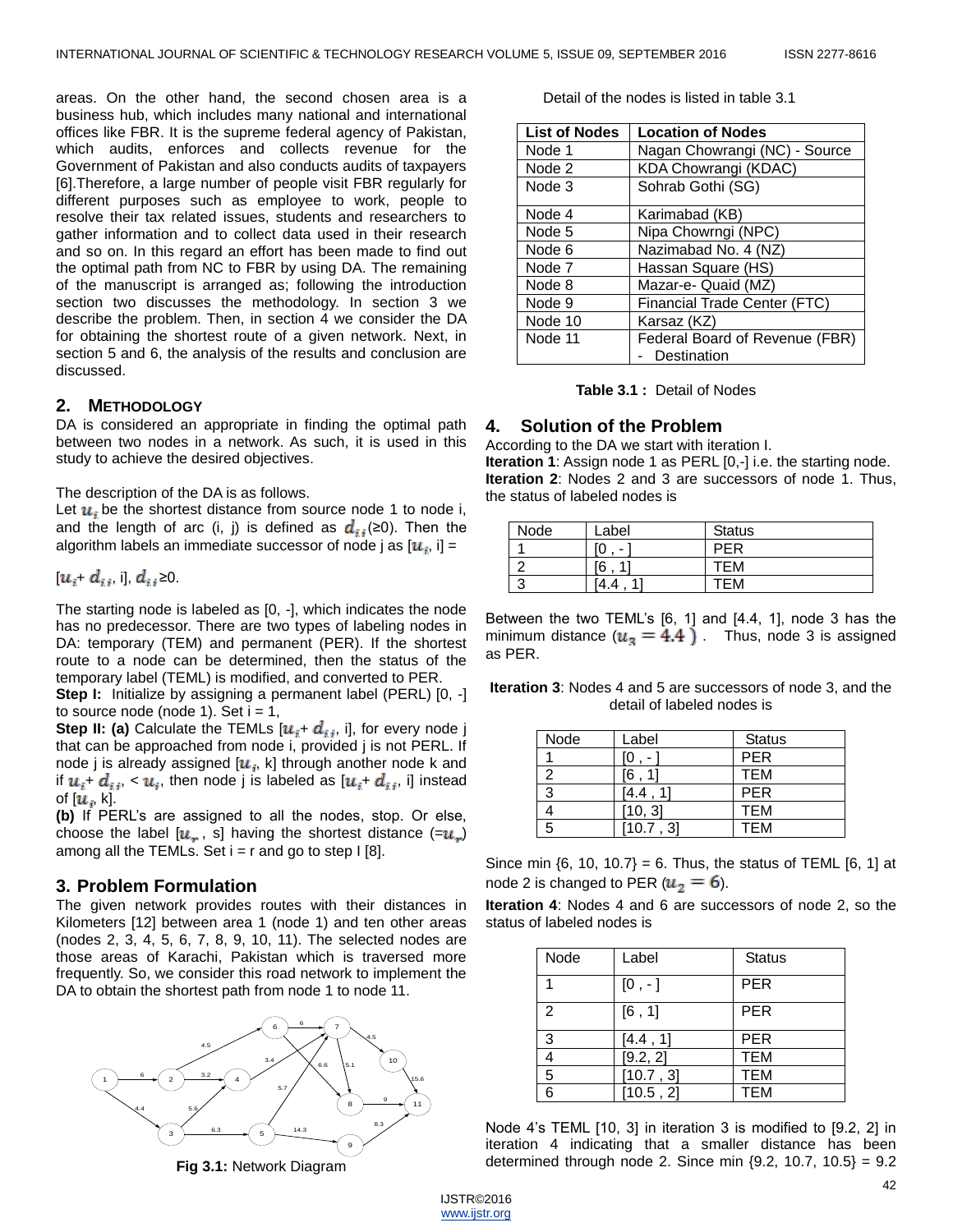areas. On the other hand, the second chosen area is a business hub, which includes many national and international offices like FBR. It is the supreme federal agency of Pakistan, which audits, enforces and collects revenue for the Government of Pakistan and also conducts audits of taxpayers [6].Therefore, a large number of people visit FBR regularly for different purposes such as employee to work, people to resolve their tax related issues, students and researchers to gather information and to collect data used in their research and so on. In this regard an effort has been made to find out the optimal path from NC to FBR by using DA. The remaining of the manuscript is arranged as; following the introduction section two discusses the methodology. In section 3 we describe the problem. Then, in section 4 we consider the DA for obtaining the shortest route of a given network. Next, in section 5 and 6, the analysis of the results and conclusion are discussed.

## 2. METHODOLOGY

DA is considered an appropriate in finding the optimal path between two nodes in a network. As such, it is used in this study to achieve the desired objectives.

The description of the DA is as follows.

Let $u_i$ be the shortest distance from source node 1 to node i, and the length of arc (i, j) is defined as $d_{ij}$(≥0). Then the algorithm labels an immediate successor of node j as [$u_i$, i] =

[$u_i$+ $d_{ij}$, i], $d_{ij}$≥0.

The starting node is labeled as [0, -], which indicates the node has no predecessor. There are two types of labeling nodes in DA: temporary (TEM) and permanent (PER). If the shortest route to a node can be determined, then the status of the temporary label (TEML) is modified, and converted to PER.

**Step I:** Initialize by assigning a permanent label (PERL) [0, -] to source node (node 1). Set i = 1,

**Step II: (a)** Calculate the TEMLs [$u_i$+ $d_{ij}$, i], for every node j that can be approached from node i, provided j is not PERL. If node j is already assigned [$u_j$, k] through another node k and if $u_i$+ $d_{ij}$ < $u_j$, then node j is labeled as [$u_i$+ $d_{ij}$, i] instead of [$u_j$, k].

**(b)** If PERL's are assigned to all the nodes, stop. Or else, choose the label [$u_r$ , s] having the shortest distance (=$u_r$) among all the TEMLs. Set i = r and go to step I [8].

## 3. Problem Formulation

The given network provides routes with their distances in Kilometers [12] between area 1 (node 1) and ten other areas (nodes 2, 3, 4, 5, 6, 7, 8, 9, 10, 11). The selected nodes are those areas of Karachi, Pakistan which is traversed more frequently. So, we consider this road network to implement the DA to obtain the shortest path from node 1 to node 11.

**Fig 3.1:** Network Diagram

Detail of the nodes is listed in table 3.1

| List of Nodes | Location of Nodes |
|---|---|
| Node 1 | Nagan Chowrangi (NC) - Source |
| Node 2 | KDA Chowrangi (KDAC) |
| Node 3 | Sohrab Gothi (SG) |
| Node 4 | Karimabad (KB) |
| Node 5 | Nipa Chowrngi (NPC) |
| Node 6 | Nazimabad No. 4 (NZ) |
| Node 7 | Hassan Square (HS) |
| Node 8 | Mazar-e- Quaid (MZ) |
| Node 9 | Financial Trade Center (FTC) |
| Node 10 | Karsaz (KZ) |
| Node 11 | Federal Board of Revenue (FBR) - Destination |

**Table 3.1 :** Detail of Nodes

## 4. Solution of the Problem

According to the DA we start with iteration I.

**Iteration 1**: Assign node 1 as PERL [0,-] i.e. the starting node.

**Iteration 2**: Nodes 2 and 3 are successors of node 1. Thus, the status of labeled nodes is

| Node | Label | Status |
|---|---|---|
| 1 | [0 , - ] | PER |
| 2 | [6 , 1] | TEM |
| 3 | [4.4 , 1] | TEM |

Between the two TEML's [6, 1] and [4.4, 1], node 3 has the minimum distance ($u_3 = 4.4$ ) . Thus, node 3 is assigned as PER.

**Iteration 3**: Nodes 4 and 5 are successors of node 3, and the detail of labeled nodes is

| Node | Label | Status |
|---|---|---|
| 1 | [0 , - ] | PER |
| 2 | [6 , 1] | TEM |
| 3 | [4.4 , 1] | PER |
| 4 | [10, 3] | TEM |
| 5 | [10.7 , 3] | TEM |

Since min {6, 10, 10.7} = 6. Thus, the status of TEML [6, 1] at node 2 is changed to PER ($u_2 = 6$).

**Iteration 4**: Nodes 4 and 6 are successors of node 2, so the status of labeled nodes is

| Node | Label | Status |
|---|---|---|
| 1 | [0 , - ] | PER |
| 2 | [6 , 1] | PER |
| 3 | [4.4 , 1] | PER |
| 4 | [9.2, 2] | TEM |
| 5 | [10.7 , 3] | TEM |
| 6 | [10.5 , 2] | TEM |

Node 4's TEML [10, 3] in iteration 3 is modified to [9.2, 2] in iteration 4 indicating that a smaller distance has been determined through node 2. Since min {9.2, 10.7, 10.5} = 9.2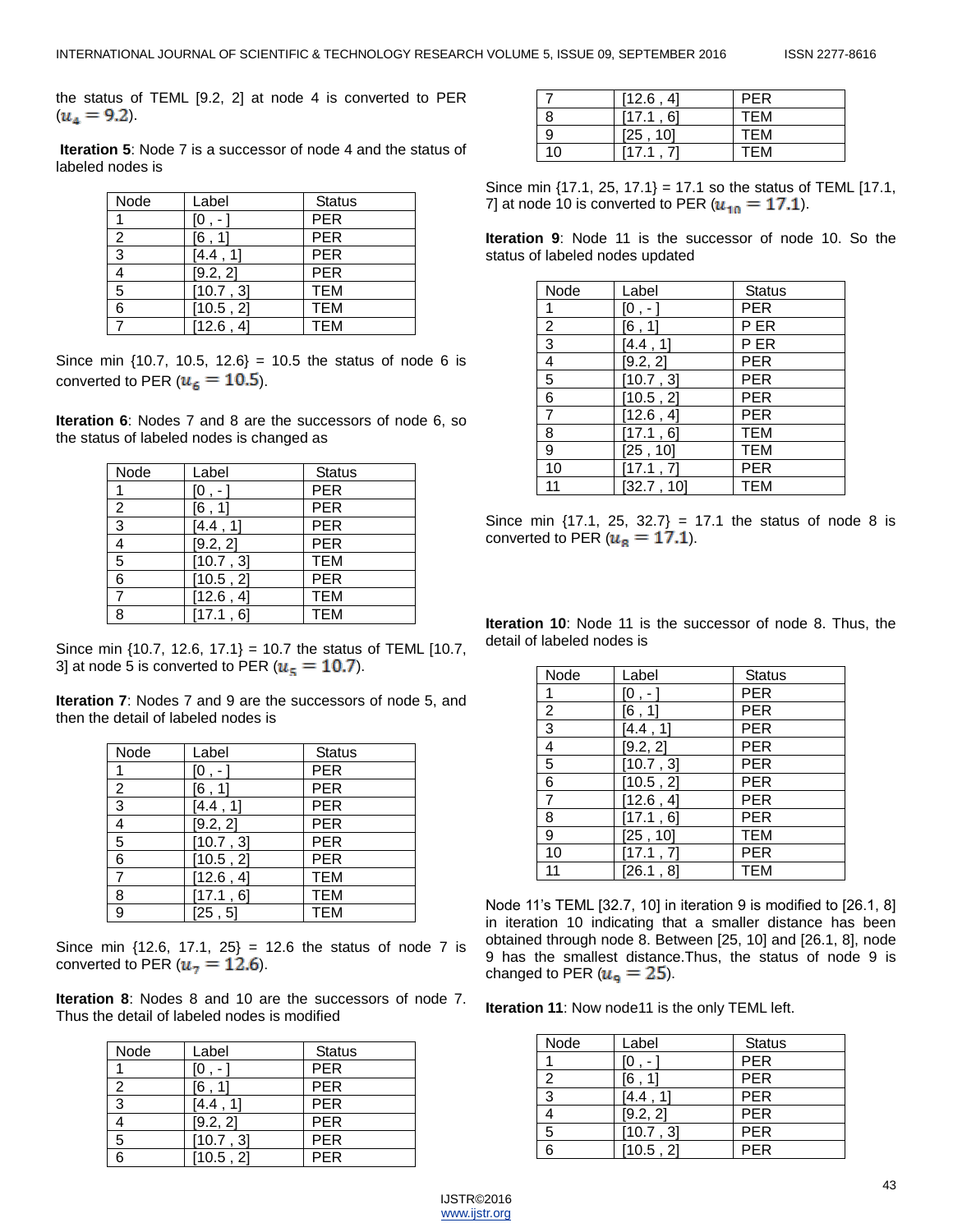the status of TEML [9.2, 2] at node 4 is converted to PER ($u_4 = 9.2$).

**Iteration 5**: Node 7 is a successor of node 4 and the status of labeled nodes is

| Node | Label | Status |
|---|---|---|
| 1 | [0 , - ] | PER |
| 2 | [6 , 1] | PER |
| 3 | [4.4 , 1] | PER |
| 4 | [9.2, 2] | PER |
| 5 | [10.7 , 3] | TEM |
| 6 | [10.5 , 2] | TEM |
| 7 | [12.6 , 4] | TEM |

Since min {10.7, 10.5, 12.6} = 10.5 the status of node 6 is converted to PER ($u_6 = 10.5$).

**Iteration 6**: Nodes 7 and 8 are the successors of node 6, so the status of labeled nodes is changed as

| Node | Label | Status |
|---|---|---|
| 1 | [0 , - ] | PER |
| 2 | [6 , 1] | PER |
| 3 | [4.4 , 1] | PER |
| 4 | [9.2, 2] | PER |
| 5 | [10.7 , 3] | TEM |
| 6 | [10.5 , 2] | PER |
| 7 | [12.6 , 4] | TEM |
| 8 | [17.1 , 6] | TEM |

Since min {10.7, 12.6, 17.1} = 10.7 the status of TEML [10.7, 3] at node 5 is converted to PER ($u_5 = 10.7$).

**Iteration 7**: Nodes 7 and 9 are the successors of node 5, and then the detail of labeled nodes is

| Node | Label | Status |
|---|---|---|
| 1 | [0 , - ] | PER |
| 2 | [6 , 1] | PER |
| 3 | [4.4 , 1] | PER |
| 4 | [9.2, 2] | PER |
| 5 | [10.7 , 3] | PER |
| 6 | [10.5 , 2] | PER |
| 7 | [12.6 , 4] | TEM |
| 8 | [17.1 , 6] | TEM |
| 9 | [25 , 5] | TEM |

Since min {12.6, 17.1, 25} = 12.6 the status of node 7 is converted to PER ($u_7 = 12.6$).

**Iteration 8**: Nodes 8 and 10 are the successors of node 7. Thus the detail of labeled nodes is modified

| Node | Label | Status |
|---|---|---|
| 1 | [0 , - ] | PER |
| 2 | [6 , 1] | PER |
| 3 | [4.4 , 1] | PER |
| 4 | [9.2, 2] | PER |
| 5 | [10.7 , 3] | PER |
| 6 | [10.5 , 2] | PER |
| 7 | [12.6 , 4] | PER |
| 8 | [17.1 , 6] | TEM |
| 9 | [25 , 10] | TEM |
| 10 | [17.1 , 7] | TEM |

Since min {17.1, 25, 17.1} = 17.1 so the status of TEML [17.1, 7] at node 10 is converted to PER ($u_{10} = 17.1$).

**Iteration 9**: Node 11 is the successor of node 10. So the status of labeled nodes updated

| Node | Label | Status |
|---|---|---|
| 1 | [0 , - ] | PER |
| 2 | [6 , 1] | P ER |
| 3 | [4.4 , 1] | P ER |
| 4 | [9.2, 2] | PER |
| 5 | [10.7 , 3] | PER |
| 6 | [10.5 , 2] | PER |
| 7 | [12.6 , 4] | PER |
| 8 | [17.1 , 6] | TEM |
| 9 | [25 , 10] | TEM |
| 10 | [17.1 , 7] | PER |
| 11 | [32.7 , 10] | TEM |

Since min {17.1, 25, 32.7} = 17.1 the status of node 8 is converted to PER ($u_8 = 17.1$).

**Iteration 10**: Node 11 is the successor of node 8. Thus, the detail of labeled nodes is

| Node | Label | Status |
|---|---|---|
| 1 | [0 , - ] | PER |
| 2 | [6 , 1] | PER |
| 3 | [4.4 , 1] | PER |
| 4 | [9.2, 2] | PER |
| 5 | [10.7 , 3] | PER |
| 6 | [10.5 , 2] | PER |
| 7 | [12.6 , 4] | PER |
| 8 | [17.1 , 6] | PER |
| 9 | [25 , 10] | TEM |
| 10 | [17.1 , 7] | PER |
| 11 | [26.1 , 8] | TEM |

Node 11's TEML [32.7, 10] in iteration 9 is modified to [26.1, 8] in iteration 10 indicating that a smaller distance has been obtained through node 8. Between [25, 10] and [26.1, 8], node 9 has the smallest distance.Thus, the status of node 9 is changed to PER ($u_9 = 25$).

**Iteration 11**: Now node11 is the only TEML left.

| Node | Label | Status |
|---|---|---|
| 1 | [0 , - ] | PER |
| 2 | [6 , 1] | PER |
| 3 | [4.4 , 1] | PER |
| 4 | [9.2, 2] | PER |
| 5 | [10.7 , 3] | PER |
| 6 | [10.5 , 2] | PER |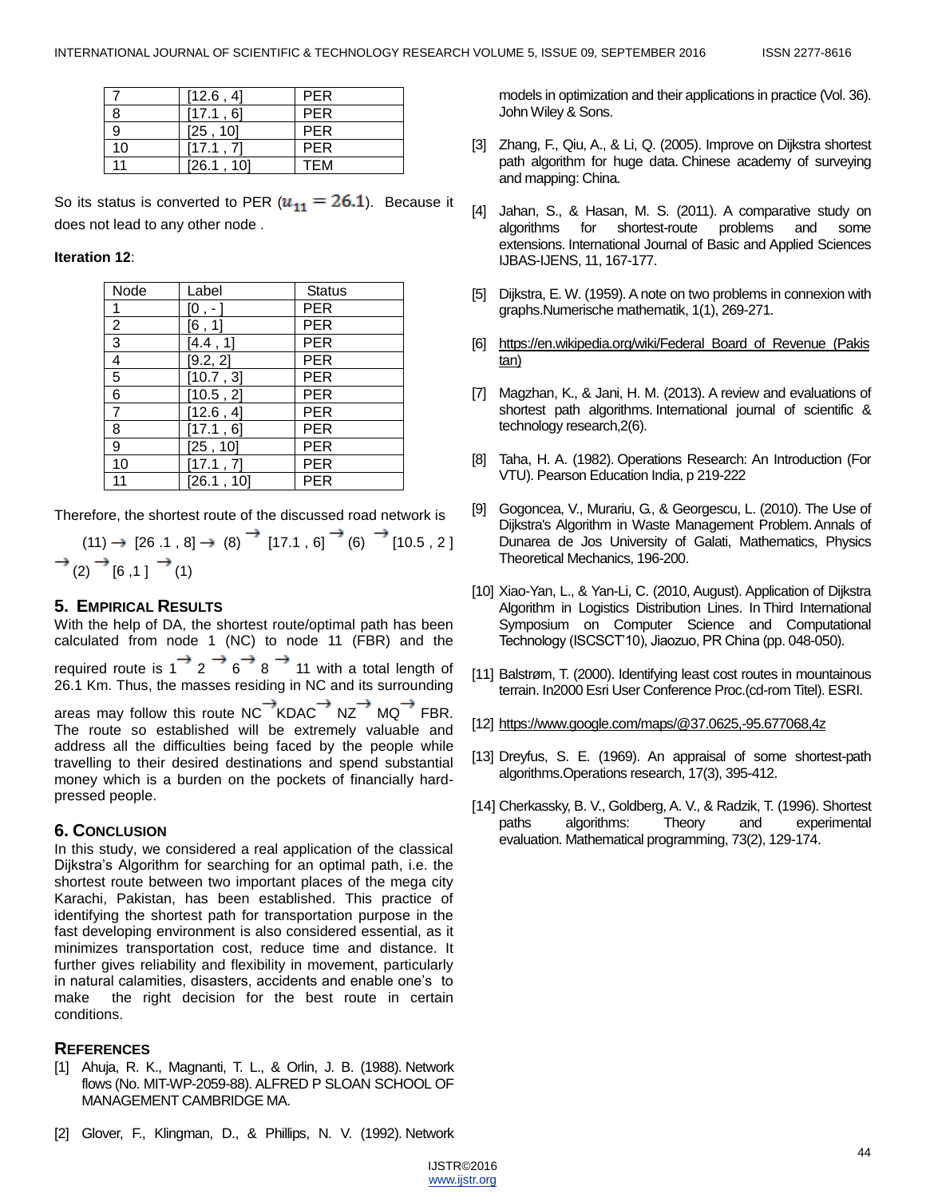| | | |
|---|---|---|
| 7 | [12.6 , 4] | PER |
| 8 | [17.1 , 6] | PER |
| 9 | [25 , 10] | PER |
| 10 | [17.1 , 7] | PER |
| 11 | [26.1 , 10] | TEM |

So its status is converted to PER ($u_{11} = 26.1$). Because it does not lead to any other node .

**Iteration 12**:

| Node | Label | Status |
|---|---|---|
| 1 | [0 , - ] | PER |
| 2 | [6 , 1] | PER |
| 3 | [4.4 , 1] | PER |
| 4 | [9.2, 2] | PER |
| 5 | [10.7 , 3] | PER |
| 6 | [10.5 , 2] | PER |
| 7 | [12.6 , 4] | PER |
| 8 | [17.1 , 6] | PER |
| 9 | [25 , 10] | PER |
| 10 | [17.1 , 7] | PER |
| 11 | [26.1 , 10] | PER |

Therefore, the shortest route of the discussed road network is

(11) → [26 .1 , 8] → (8) → [17.1 , 6] → (6) → [10.5 , 2 ] → (2) → [6 ,1 ] → (1)

## 5. EMPIRICAL RESULTS

With the help of DA, the shortest route/optimal path has been calculated from node 1 (NC) to node 11 (FBR) and the required route is 1 → 2 → 6 → 8 → 11 with a total length of 26.1 Km. Thus, the masses residing in NC and its surrounding areas may follow this route NC → KDAC → NZ → MQ → FBR. The route so established will be extremely valuable and address all the difficulties being faced by the people while travelling to their desired destinations and spend substantial money which is a burden on the pockets of financially hard-pressed people.

## 6. CONCLUSION

In this study, we considered a real application of the classical Dijkstra's Algorithm for searching for an optimal path, i.e. the shortest route between two important places of the mega city Karachi, Pakistan, has been established. This practice of identifying the shortest path for transportation purpose in the fast developing environment is also considered essential, as it minimizes transportation cost, reduce time and distance. It further gives reliability and flexibility in movement, particularly in natural calamities, disasters, accidents and enable one's to make the right decision for the best route in certain conditions.

## REFERENCES

[1] Ahuja, R. K., Magnanti, T. L., & Orlin, J. B. (1988). Network flows (No. MIT-WP-2059-88). ALFRED P SLOAN SCHOOL OF MANAGEMENT CAMBRIDGE MA.

[2] Glover, F., Klingman, D., & Phillips, N. V. (1992). Network models in optimization and their applications in practice (Vol. 36). John Wiley & Sons.

[3] Zhang, F., Qiu, A., & Li, Q. (2005). Improve on Dijkstra shortest path algorithm for huge data. Chinese academy of surveying and mapping: China.

[4] Jahan, S., & Hasan, M. S. (2011). A comparative study on algorithms for shortest-route problems and some extensions. International Journal of Basic and Applied Sciences IJBAS-IJENS, 11, 167-177.

[5] Dijkstra, E. W. (1959). A note on two problems in connexion with graphs.Numerische mathematik, 1(1), 269-271.

[6] https://en.wikipedia.org/wiki/Federal_Board_of_Revenue_(Pakistan)

[7] Magzhan, K., & Jani, H. M. (2013). A review and evaluations of shortest path algorithms. International journal of scientific & technology research,2(6).

[8] Taha, H. A. (1982). Operations Research: An Introduction (For VTU). Pearson Education India, p 219-222

[9] Gogoncea, V., Murariu, G., & Georgescu, L. (2010). The Use of Dijkstra's Algorithm in Waste Management Problem. Annals of Dunarea de Jos University of Galati, Mathematics, Physics Theoretical Mechanics, 196-200.

[10] Xiao-Yan, L., & Yan-Li, C. (2010, August). Application of Dijkstra Algorithm in Logistics Distribution Lines. In Third International Symposium on Computer Science and Computational Technology (ISCSCT'10), Jiaozuo, PR China (pp. 048-050).

[11] Balstrøm, T. (2000). Identifying least cost routes in mountainous terrain. In2000 Esri User Conference Proc.(cd-rom Titel). ESRI.

[12] https://www.google.com/maps/@37.0625,-95.677068,4z

[13] Dreyfus, S. E. (1969). An appraisal of some shortest-path algorithms.Operations research, 17(3), 395-412.

[14] Cherkassky, B. V., Goldberg, A. V., & Radzik, T. (1996). Shortest paths algorithms: Theory and experimental evaluation. Mathematical programming, 73(2), 129-174.